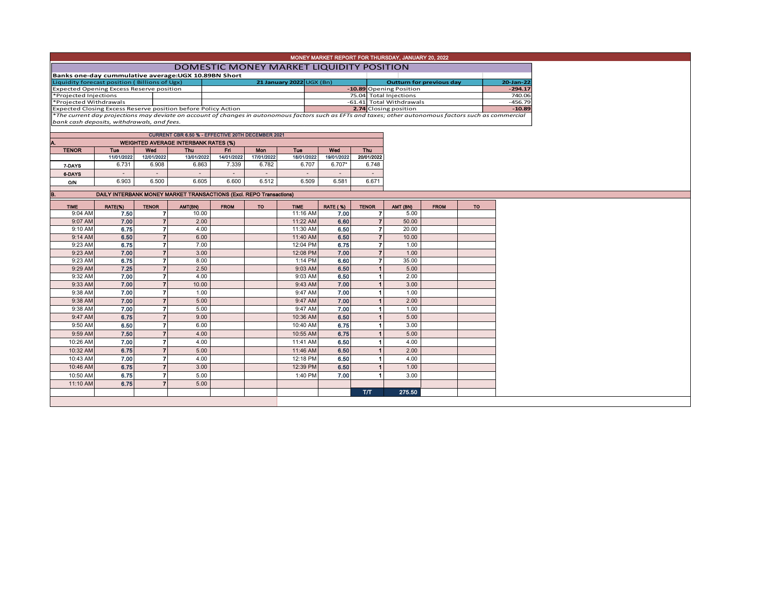# MONEY MARKET REPORT FOR THURSDAY, JANUARY 20, 2022

## DOMESTIC MONEY MARKET LIQUIDITY POSITION

**Banks one-day cummulative average:UGX 10.89BN Short**

| Liquidity forecast position ( Billions of Ugx) | 21 January 2022 UGX (Bn) | Outturn for previous day | 20-Jan-22 |
|---|---|---|---|
| Expected Opening Excess Reserve position | -10.89 | Opening Position | -294.17 |
| *Projected Injections | 75.04 | Total Injections | 740.06 |
| *Projected Withdrawals | -61.41 | Total Withdrawals | -456.79 |
| Expected Closing Excess Reserve position before Policy Action | 2.74 | Closing position | -10.89 |

*The current day projections may deviate on account of changes in autonomous factors such as EFTs and taxes; other autonomous factors such as commercial bank cash deposits, withdrawals, and fees.

**CURRENT CBR 6.50 % - EFFECTIVE 20TH DECEMBER 2021**

**A. WEIGHTED AVERAGE INTERBANK RATES (%)**

| TENOR | Tue 11/01/2022 | Wed 12/01/2022 | Thu 13/01/2022 | Fri 14/01/2022 | Mon 17/01/2022 | Tue 18/01/2022 | Wed 19/01/2022 | Thu 20/01/2022 |
|---|---|---|---|---|---|---|---|---|
| 7-DAYS | 6.731 | 6.908 | 6.863 | 7.339 | 6.782 | 6.707 | 6.707* | 6.748 |
| 6-DAYS | - | - | - | - | - | - | - | - |
| O/N | 6.903 | 6.500 | 6.605 | 6.600 | 6.512 | 6.509 | 6.581 | 6.671 |

**B. DAILY INTERBANK MONEY MARKET TRANSACTIONS (Excl. REPO Transactions)**

| TIME | RATE(%) | TENOR | AMT(BN) | FROM | TO | TIME | RATE (%) | TENOR | AMT (BN) | FROM | TO |
|---|---|---|---|---|---|---|---|---|---|---|---|
| 9:04 AM | 7.50 | 7 | 10.00 | | | 11:16 AM | 7.00 | 7 | 5.00 | | |
| 9:07 AM | 7.00 | 7 | 2.00 | | | 11:22 AM | 6.60 | 7 | 50.00 | | |
| 9:10 AM | 6.75 | 7 | 4.00 | | | 11:30 AM | 6.50 | 7 | 20.00 | | |
| 9:14 AM | 6.50 | 7 | 6.00 | | | 11:40 AM | 6.50 | 7 | 10.00 | | |
| 9:23 AM | 6.75 | 7 | 7.00 | | | 12:04 PM | 6.75 | 7 | 1.00 | | |
| 9:23 AM | 7.00 | 7 | 3.00 | | | 12:08 PM | 7.00 | 7 | 1.00 | | |
| 9:23 AM | 6.75 | 7 | 8.00 | | | 1:14 PM | 6.60 | 7 | 35.00 | | |
| 9:29 AM | 7.25 | 7 | 2.50 | | | 9:03 AM | 6.50 | 1 | 5.00 | | |
| 9:32 AM | 7.00 | 7 | 4.00 | | | 9:03 AM | 6.50 | 1 | 2.00 | | |
| 9:33 AM | 7.00 | 7 | 10.00 | | | 9:43 AM | 7.00 | 1 | 3.00 | | |
| 9:38 AM | 7.00 | 7 | 1.00 | | | 9:47 AM | 7.00 | 1 | 1.00 | | |
| 9:38 AM | 7.00 | 7 | 5.00 | | | 9:47 AM | 7.00 | 1 | 2.00 | | |
| 9:38 AM | 7.00 | 7 | 5.00 | | | 9:47 AM | 7.00 | 1 | 1.00 | | |
| 9:47 AM | 6.75 | 7 | 9.00 | | | 10:36 AM | 6.50 | 1 | 5.00 | | |
| 9:50 AM | 6.50 | 7 | 6.00 | | | 10:40 AM | 6.75 | 1 | 3.00 | | |
| 9:59 AM | 7.50 | 7 | 4.00 | | | 10:55 AM | 6.75 | 1 | 5.00 | | |
| 10:26 AM | 7.00 | 7 | 4.00 | | | 11:41 AM | 6.50 | 1 | 4.00 | | |
| 10:32 AM | 6.75 | 7 | 5.00 | | | 11:46 AM | 6.50 | 1 | 2.00 | | |
| 10:43 AM | 7.00 | 7 | 4.00 | | | 12:18 PM | 6.50 | 1 | 4.00 | | |
| 10:46 AM | 6.75 | 7 | 3.00 | | | 12:39 PM | 6.50 | 1 | 1.00 | | |
| 10:50 AM | 6.75 | 7 | 5.00 | | | 1:40 PM | 7.00 | 1 | 3.00 | | |
| 11:10 AM | 6.75 | 7 | 5.00 | | | | | | | | |
| | | | | | | | | T/T | 275.50 | | |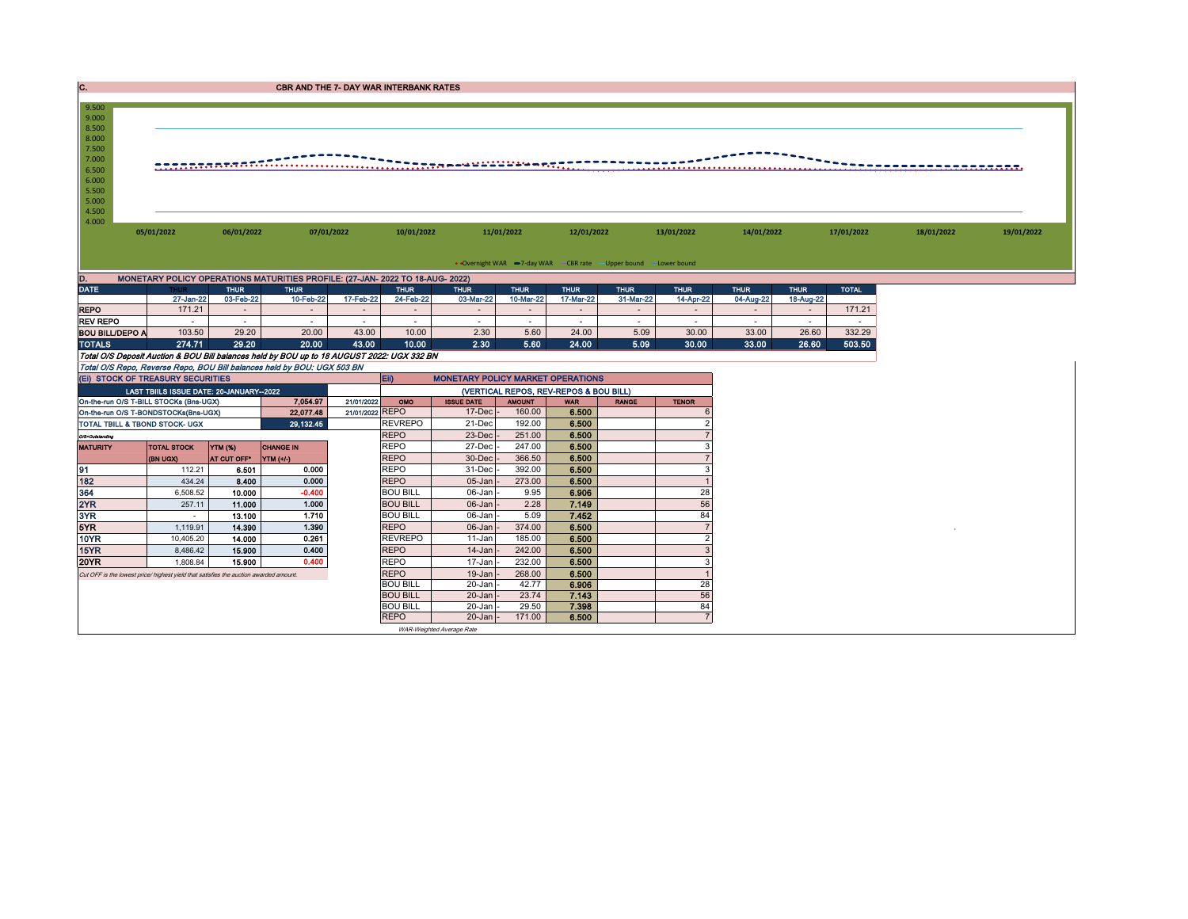## C. CBR AND THE 7- DAY WAR INTERBANK RATES

9.500
9.000
8.500
8.000
7.500
7.000
6.500
6.000
5.500
5.000
4.500
4.000

05/01/2022 06/01/2022 07/01/2022 10/01/2022 11/01/2022 12/01/2022 13/01/2022 14/01/2022 17/01/2022 18/01/2022 19/01/2022

Overnight WAR | 7-day WAR | CBR rate | Upper bound | Lower bound

## D. MONETARY POLICY OPERATIONS MATURITIES PROFILE: (27-JAN- 2022 TO 18-AUG- 2022)

| DATE | THUR | THUR | THUR | | THUR | THUR | THUR | THUR | THUR | THUR | THUR | THUR | TOTAL |
|---|---|---|---|---|---|---|---|---|---|---|---|---|---|
| | 27-Jan-22 | 03-Feb-22 | 10-Feb-22 | 17-Feb-22 | 24-Feb-22 | 03-Mar-22 | 10-Mar-22 | 17-Mar-22 | 31-Mar-22 | 14-Apr-22 | 04-Aug-22 | 18-Aug-22 | |
| REPO | 171.21 | - | - | - | - | - | - | - | - | - | - | - | 171.21 |
| REV REPO | - | - | - | - | - | - | - | - | - | - | - | - | - |
| BOU BILL/DEPO A | 103.50 | 29.20 | 20.00 | 43.00 | 10.00 | 2.30 | 5.60 | 24.00 | 5.09 | 30.00 | 33.00 | 26.60 | 332.29 |
| TOTALS | 274.71 | 29.20 | 20.00 | 43.00 | 10.00 | 2.30 | 5.60 | 24.00 | 5.09 | 30.00 | 33.00 | 26.60 | 503.50 |

*Total O/S Deposit Auction & BOU Bill balances held by BOU up to 18 AUGUST 2022: UGX 332 BN*

*Total O/S Repo, Reverse Repo, BOU Bill balances held by BOU: UGX 503 BN*

## (EI) STOCK OF TREASURY SECURITIES

| LAST TBIILS ISSUE DATE: 20-JANUARY--2022 | | |
|---|---|---|
| On-the-run O/S T-BILL STOCKs (Bns-UGX) | 7,054.97 | 21/01/2022 |
| On-the-run O/S T-BONDSTOCKs(Bns-UGX) | 22,077.48 | 21/01/2022 |
| TOTAL TBILL & TBOND STOCK- UGX | 29,132.45 | |

O/S=Outstanding

| MATURITY | TOTAL STOCK (BN UGX) | YTM (%) AT CUT OFF* | CHANGE IN YTM (+/-) |
|---|---|---|---|
| 91 | 112.21 | 6.501 | 0.000 |
| 182 | 434.24 | 8.400 | 0.000 |
| 364 | 6,508.52 | 10.000 | -0.400 |
| 2YR | 257.11 | 11.000 | 1.000 |
| 3YR | - | 13.100 | 1.710 |
| 5YR | 1,119.91 | 14.390 | 1.390 |
| 10YR | 10,405.20 | 14.000 | 0.261 |
| 15YR | 8,486.42 | 15.900 | 0.400 |
| 20YR | 1,808.84 | 15.900 | 0.400 |

*Cut OFF is the lowest price/ highest yield that satisfies the auction awarded amount.*

## Eii) MONETARY POLICY MARKET OPERATIONS

(VERTICAL REPOS, REV-REPOS & BOU BILL)

| OMO | ISSUE DATE | AMOUNT | WAR | RANGE | TENOR |
|---|---|---|---|---|---|
| REPO | 17-Dec | 160.00 | 6.500 | | 6 |
| REVREPO | 21-Dec | 192.00 | 6.500 | | 2 |
| REPO | 23-Dec | 251.00 | 6.500 | | 7 |
| REPO | 27-Dec | 247.00 | 6.500 | | 3 |
| REPO | 30-Dec | 366.50 | 6.500 | | 7 |
| REPO | 31-Dec | 392.00 | 6.500 | | 3 |
| REPO | 05-Jan | 273.00 | 6.500 | | 1 |
| BOU BILL | 06-Jan | 9.95 | 6.906 | | 28 |
| BOU BILL | 06-Jan | 2.28 | 7.149 | | 56 |
| BOU BILL | 06-Jan | 5.09 | 7.452 | | 84 |
| REPO | 06-Jan | 374.00 | 6.500 | | 7 |
| REVREPO | 11-Jan | 185.00 | 6.500 | | 2 |
| REPO | 14-Jan | 242.00 | 6.500 | | 3 |
| REPO | 17-Jan | 232.00 | 6.500 | | 3 |
| REPO | 19-Jan | 268.00 | 6.500 | | 1 |
| BOU BILL | 20-Jan | 42.77 | 6.906 | | 28 |
| BOU BILL | 20-Jan | 23.74 | 7.143 | | 56 |
| BOU BILL | 20-Jan | 29.50 | 7.398 | | 84 |
| REPO | 20-Jan | 171.00 | 6.500 | | 7 |

*WAR-Weighted Average Rate*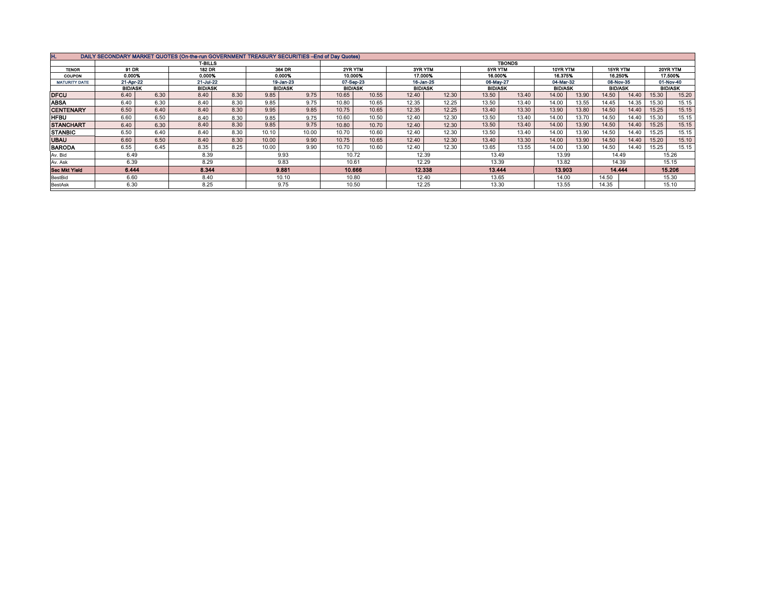**H. DAILY SECONDARY MARKET QUOTES (On-the-run GOVERNMENT TREASURY SECURITIES –End of Day Quotes)**

| | T-BILLS | | | | | | TBONDS | | | | | | | | | | | |
|---|---|---|---|---|---|---|---|---|---|---|---|---|---|---|---|---|---|---|
| TENOR | 91 DR | | 182 DR | | 364 DR | | 2YR YTM | | 3YR YTM | | 5YR YTM | | 10YR YTM | | 15YR YTM | | 20YR YTM | |
| COUPON | 0.000% | | 0.000% | | 0.000% | | 10.000% | | 17.000% | | 16.000% | | 16.375% | | 16.250% | | 17.500% | |
| MATURITY DATE | 21-Apr-22 | | 21-Jul-22 | | 19-Jan-23 | | 07-Sep-23 | | 16-Jan-25 | | 06-May-27 | | 04-Mar-32 | | 08-Nov-35 | | 01-Nov-40 | |
| | BID/ASK | | BID/ASK | | BID/ASK | | BID/ASK | | BID/ASK | | BID/ASK | | BID/ASK | | BID/ASK | | BID/ASK | |
| **DFCU** | 6.40 | 6.30 | 8.40 | 8.30 | 9.85 | 9.75 | 10.65 | 10.55 | 12.40 | 12.30 | 13.50 | 13.40 | 14.00 | 13.90 | 14.50 | 14.40 | 15.30 | 15.20 |
| **ABSA** | 6.40 | 6.30 | 8.40 | 8.30 | 9.85 | 9.75 | 10.80 | 10.65 | 12.35 | 12.25 | 13.50 | 13.40 | 14.00 | 13.55 | 14.45 | 14.35 | 15.30 | 15.15 |
| **CENTENARY** | 6.50 | 6.40 | 8.40 | 8.30 | 9.95 | 9.85 | 10.75 | 10.65 | 12.35 | 12.25 | 13.40 | 13.30 | 13.90 | 13.80 | 14.50 | 14.40 | 15.25 | 15.15 |
| **HFBU** | 6.60 | 6.50 | 8.40 | 8.30 | 9.85 | 9.75 | 10.60 | 10.50 | 12.40 | 12.30 | 13.50 | 13.40 | 14.00 | 13.70 | 14.50 | 14.40 | 15.30 | 15.15 |
| **STANCHART** | 6.40 | 6.30 | 8.40 | 8.30 | 9.85 | 9.75 | 10.80 | 10.70 | 12.40 | 12.30 | 13.50 | 13.40 | 14.00 | 13.90 | 14.50 | 14.40 | 15.25 | 15.15 |
| **STANBIC** | 6.50 | 6.40 | 8.40 | 8.30 | 10.10 | 10.00 | 10.70 | 10.60 | 12.40 | 12.30 | 13.50 | 13.40 | 14.00 | 13.90 | 14.50 | 14.40 | 15.25 | 15.15 |
| **UBAU** | 6.60 | 6.50 | 8.40 | 8.30 | 10.00 | 9.90 | 10.75 | 10.65 | 12.40 | 12.30 | 13.40 | 13.30 | 14.00 | 13.90 | 14.50 | 14.40 | 15.20 | 15.10 |
| **BARODA** | 6.55 | 6.45 | 8.35 | 8.25 | 10.00 | 9.90 | 10.70 | 10.60 | 12.40 | 12.30 | 13.65 | 13.55 | 14.00 | 13.90 | 14.50 | 14.40 | 15.25 | 15.15 |
| Av. Bid | 6.49 | | 8.39 | | 9.93 | | 10.72 | | 12.39 | | 13.49 | | 13.99 | | 14.49 | | 15.26 | |
| Av. Ask | 6.39 | | 8.29 | | 9.83 | | 10.61 | | 12.29 | | 13.39 | | 13.82 | | 14.39 | | 15.15 | |
| **Sec Mkt Yield** | **6.444** | | **8.344** | | **9.881** | | **10.666** | | **12.338** | | **13.444** | | **13.903** | | **14.444** | | **15.206** | |
| BestBid | 6.60 | | 8.40 | | 10.10 | | 10.80 | | 12.40 | | 13.65 | | 14.00 | | 14.50 | | 15.30 | |
| BestAsk | 6.30 | | 8.25 | | 9.75 | | 10.50 | | 12.25 | | 13.30 | | 13.55 | | 14.35 | | 15.10 | |